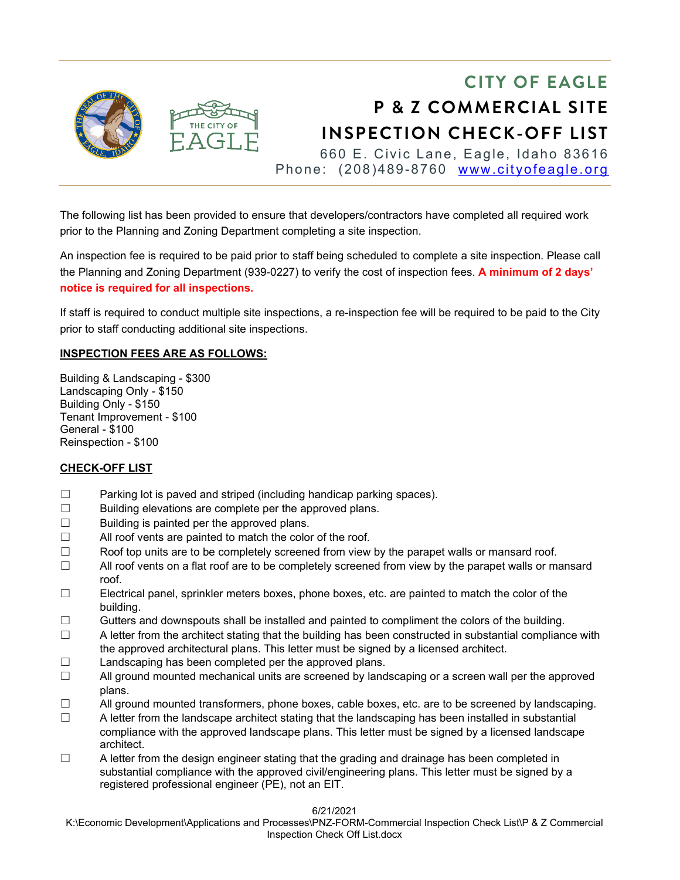# CITY OF EAGLE
# P & Z COMMERCIAL SITE INSPECTION CHECK-OFF LIST

660 E. Civic Lane, Eagle, Idaho 83616
Phone: (208)489-8760 www.cityofeagle.org

The following list has been provided to ensure that developers/contractors have completed all required work prior to the Planning and Zoning Department completing a site inspection.

An inspection fee is required to be paid prior to staff being scheduled to complete a site inspection. Please call the Planning and Zoning Department (939-0227) to verify the cost of inspection fees. **A minimum of 2 days' notice is required for all inspections.**

If staff is required to conduct multiple site inspections, a re-inspection fee will be required to be paid to the City prior to staff conducting additional site inspections.

**INSPECTION FEES ARE AS FOLLOWS:**

Building & Landscaping - $300
Landscaping Only - $150
Building Only - $150
Tenant Improvement - $100
General - $100
Reinspection - $100

**CHECK-OFF LIST**

- ☐ Parking lot is paved and striped (including handicap parking spaces).
- ☐ Building elevations are complete per the approved plans.
- ☐ Building is painted per the approved plans.
- ☐ All roof vents are painted to match the color of the roof.
- ☐ Roof top units are to be completely screened from view by the parapet walls or mansard roof.
- ☐ All roof vents on a flat roof are to be completely screened from view by the parapet walls or mansard roof.
- ☐ Electrical panel, sprinkler meters boxes, phone boxes, etc. are painted to match the color of the building.
- ☐ Gutters and downspouts shall be installed and painted to compliment the colors of the building.
- ☐ A letter from the architect stating that the building has been constructed in substantial compliance with the approved architectural plans. This letter must be signed by a licensed architect.
- ☐ Landscaping has been completed per the approved plans.
- ☐ All ground mounted mechanical units are screened by landscaping or a screen wall per the approved plans.
- ☐ All ground mounted transformers, phone boxes, cable boxes, etc. are to be screened by landscaping.
- ☐ A letter from the landscape architect stating that the landscaping has been installed in substantial compliance with the approved landscape plans. This letter must be signed by a licensed landscape architect.
- ☐ A letter from the design engineer stating that the grading and drainage has been completed in substantial compliance with the approved civil/engineering plans. This letter must be signed by a registered professional engineer (PE), not an EIT.

6/21/2021
K:\Economic Development\Applications and Processes\PNZ-FORM-Commercial Inspection Check List\P & Z Commercial Inspection Check Off List.docx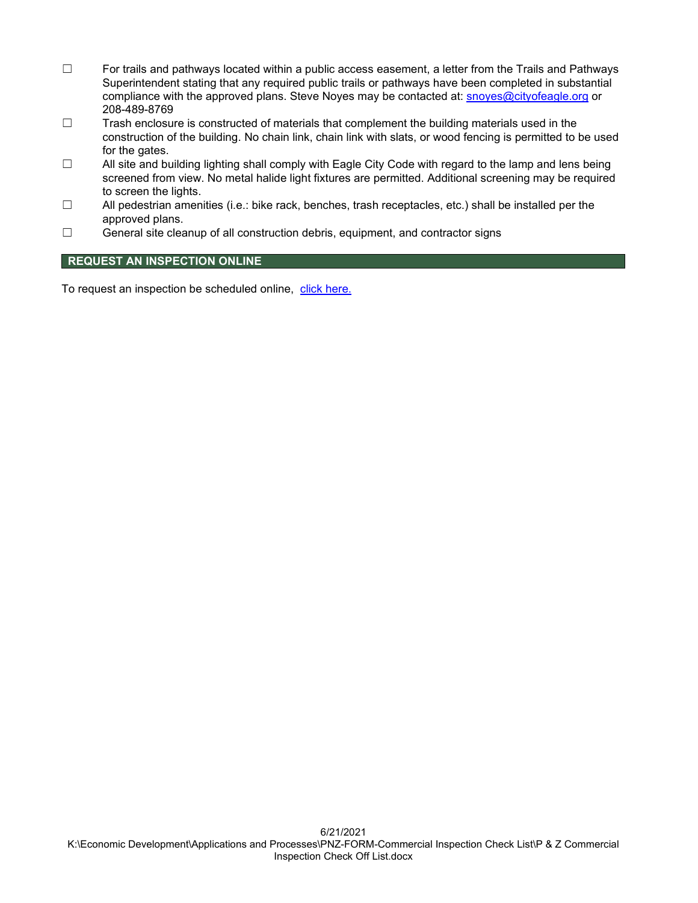- ☐ For trails and pathways located within a public access easement, a letter from the Trails and Pathways Superintendent stating that any required public trails or pathways have been completed in substantial compliance with the approved plans. Steve Noyes may be contacted at: snoyes@cityofeagle.org or 208-489-8769
- ☐ Trash enclosure is constructed of materials that complement the building materials used in the construction of the building. No chain link, chain link with slats, or wood fencing is permitted to be used for the gates.
- ☐ All site and building lighting shall comply with Eagle City Code with regard to the lamp and lens being screened from view. No metal halide light fixtures are permitted. Additional screening may be required to screen the lights.
- ☐ All pedestrian amenities (i.e.: bike rack, benches, trash receptacles, etc.) shall be installed per the approved plans.
- ☐ General site cleanup of all construction debris, equipment, and contractor signs

## REQUEST AN INSPECTION ONLINE

To request an inspection be scheduled online, click here.

6/21/2021
K:\Economic Development\Applications and Processes\PNZ-FORM-Commercial Inspection Check List\P & Z Commercial Inspection Check Off List.docx